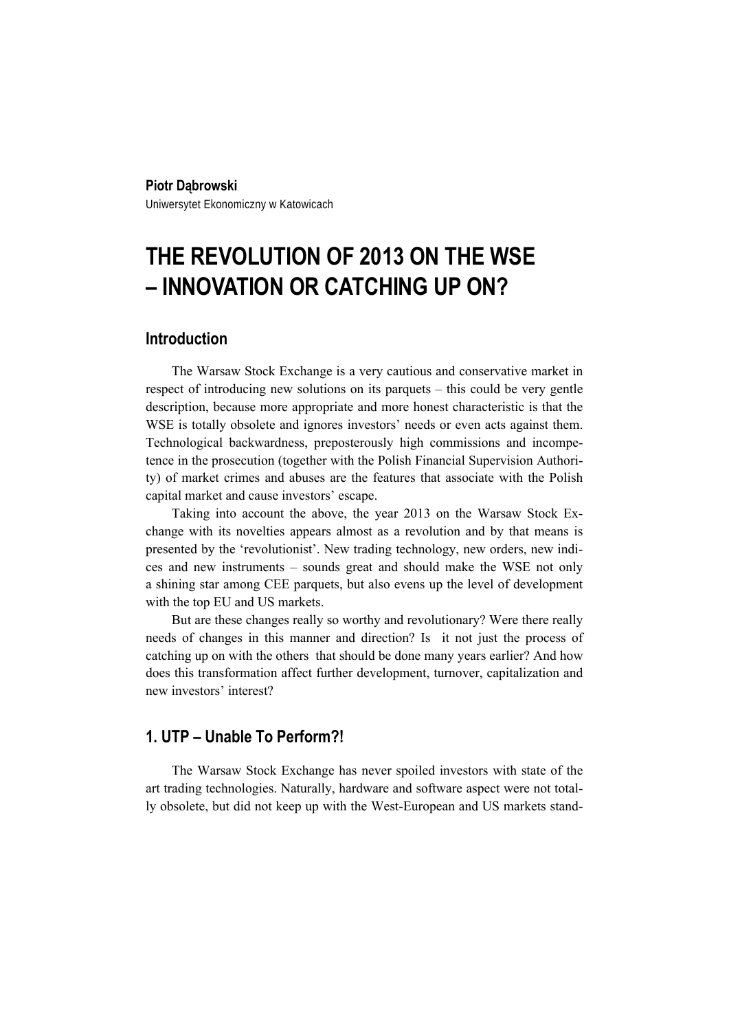**Piotr Dąbrowski**

Uniwersytet Ekonomiczny w Katowicach

# THE REVOLUTION OF 2013 ON THE WSE – INNOVATION OR CATCHING UP ON?

## Introduction

The Warsaw Stock Exchange is a very cautious and conservative market in respect of introducing new solutions on its parquets – this could be very gentle description, because more appropriate and more honest characteristic is that the WSE is totally obsolete and ignores investors' needs or even acts against them. Technological backwardness, preposterously high commissions and incompetence in the prosecution (together with the Polish Financial Supervision Authority) of market crimes and abuses are the features that associate with the Polish capital market and cause investors' escape.

Taking into account the above, the year 2013 on the Warsaw Stock Exchange with its novelties appears almost as a revolution and by that means is presented by the 'revolutionist'. New trading technology, new orders, new indices and new instruments – sounds great and should make the WSE not only a shining star among CEE parquets, but also evens up the level of development with the top EU and US markets.

But are these changes really so worthy and revolutionary? Were there really needs of changes in this manner and direction? Is it not just the process of catching up on with the others that should be done many years earlier? And how does this transformation affect further development, turnover, capitalization and new investors' interest?

## 1. UTP – Unable To Perform?!

The Warsaw Stock Exchange has never spoiled investors with state of the art trading technologies. Naturally, hardware and software aspect were not totally obsolete, but did not keep up with the West-European and US markets stand-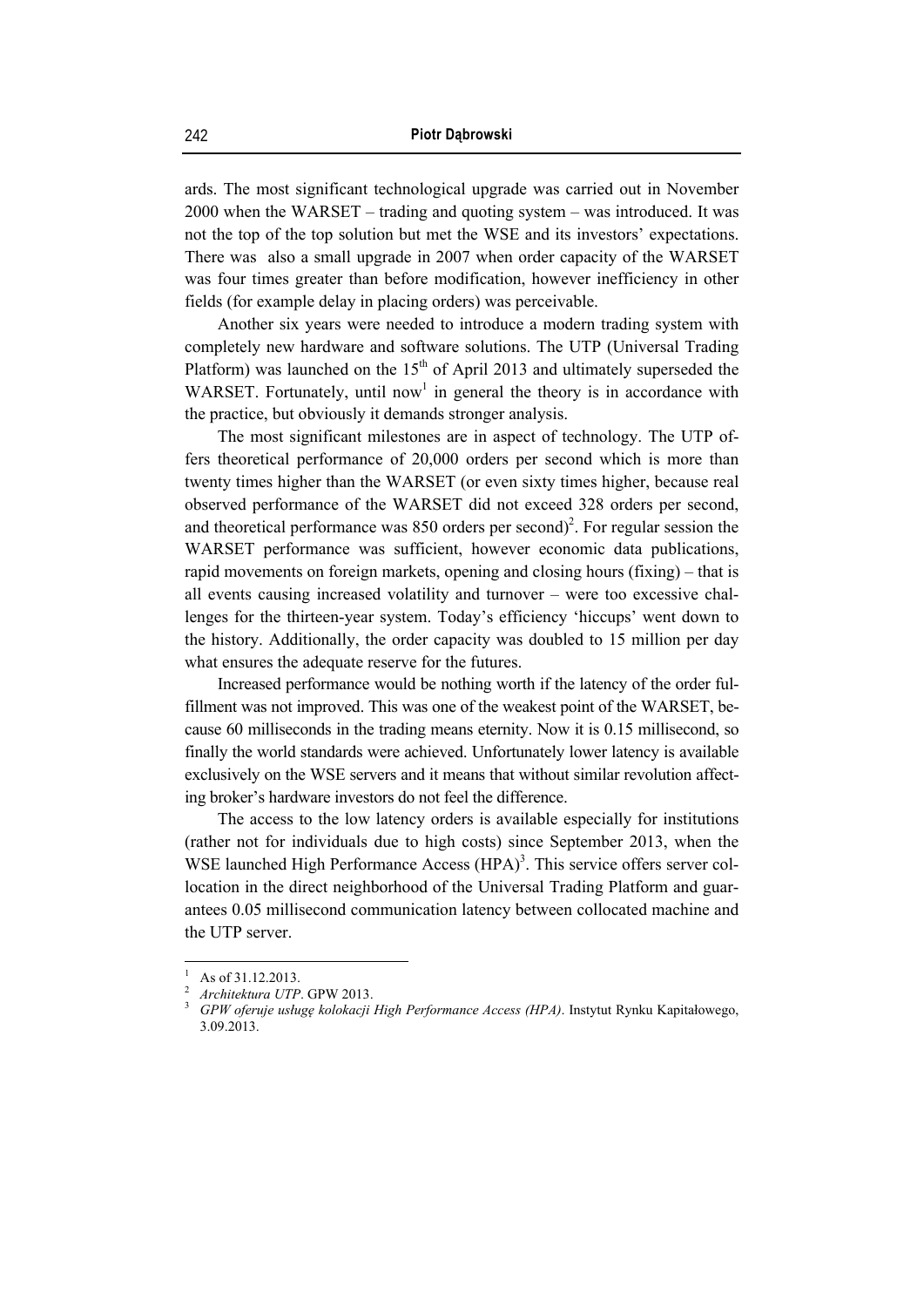ards. The most significant technological upgrade was carried out in November 2000 when the WARSET – trading and quoting system – was introduced. It was not the top of the top solution but met the WSE and its investors' expectations. There was also a small upgrade in 2007 when order capacity of the WARSET was four times greater than before modification, however inefficiency in other fields (for example delay in placing orders) was perceivable.

Another six years were needed to introduce a modern trading system with completely new hardware and software solutions. The UTP (Universal Trading Platform) was launched on the 15th of April 2013 and ultimately superseded the WARSET. Fortunately, until now[1] in general the theory is in accordance with the practice, but obviously it demands stronger analysis.

The most significant milestones are in aspect of technology. The UTP offers theoretical performance of 20,000 orders per second which is more than twenty times higher than the WARSET (or even sixty times higher, because real observed performance of the WARSET did not exceed 328 orders per second, and theoretical performance was 850 orders per second)[2]. For regular session the WARSET performance was sufficient, however economic data publications, rapid movements on foreign markets, opening and closing hours (fixing) – that is all events causing increased volatility and turnover – were too excessive challenges for the thirteen-year system. Today's efficiency 'hiccups' went down to the history. Additionally, the order capacity was doubled to 15 million per day what ensures the adequate reserve for the futures.

Increased performance would be nothing worth if the latency of the order fulfillment was not improved. This was one of the weakest point of the WARSET, because 60 milliseconds in the trading means eternity. Now it is 0.15 millisecond, so finally the world standards were achieved. Unfortunately lower latency is available exclusively on the WSE servers and it means that without similar revolution affecting broker's hardware investors do not feel the difference.

The access to the low latency orders is available especially for institutions (rather not for individuals due to high costs) since September 2013, when the WSE launched High Performance Access (HPA)[3]. This service offers server collocation in the direct neighborhood of the Universal Trading Platform and guarantees 0.05 millisecond communication latency between collocated machine and the UTP server.

---

[1] As of 31.12.2013.

[2] *Architektura UTP*. GPW 2013.

[3] *GPW oferuje usługę kolokacji High Performance Access (HPA)*. Instytut Rynku Kapitałowego, 3.09.2013.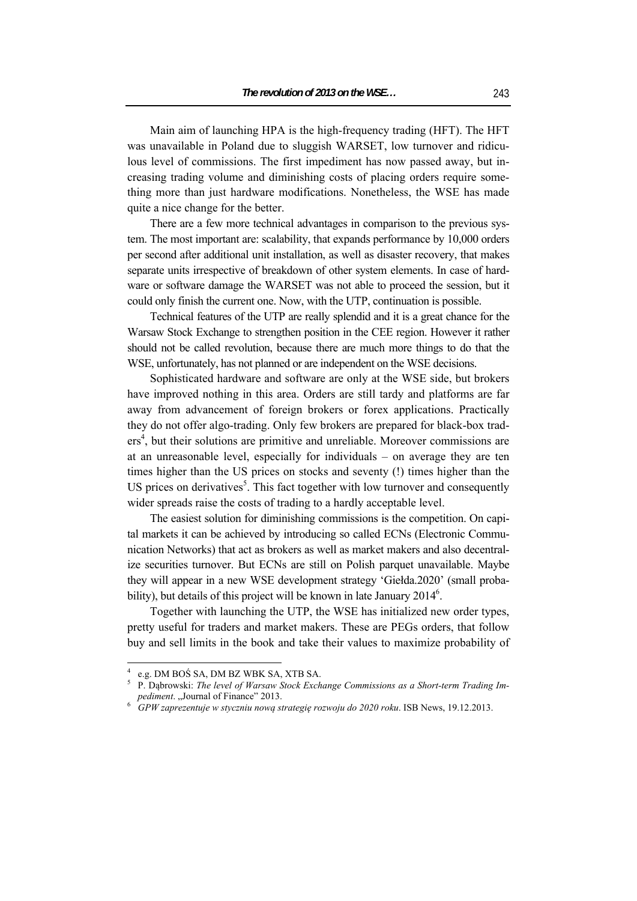Main aim of launching HPA is the high-frequency trading (HFT). The HFT was unavailable in Poland due to sluggish WARSET, low turnover and ridiculous level of commissions. The first impediment has now passed away, but increasing trading volume and diminishing costs of placing orders require something more than just hardware modifications. Nonetheless, the WSE has made quite a nice change for the better.

There are a few more technical advantages in comparison to the previous system. The most important are: scalability, that expands performance by 10,000 orders per second after additional unit installation, as well as disaster recovery, that makes separate units irrespective of breakdown of other system elements. In case of hardware or software damage the WARSET was not able to proceed the session, but it could only finish the current one. Now, with the UTP, continuation is possible.

Technical features of the UTP are really splendid and it is a great chance for the Warsaw Stock Exchange to strengthen position in the CEE region. However it rather should not be called revolution, because there are much more things to do that the WSE, unfortunately, has not planned or are independent on the WSE decisions.

Sophisticated hardware and software are only at the WSE side, but brokers have improved nothing in this area. Orders are still tardy and platforms are far away from advancement of foreign brokers or forex applications. Practically they do not offer algo-trading. Only few brokers are prepared for black-box traders[4], but their solutions are primitive and unreliable. Moreover commissions are at an unreasonable level, especially for individuals – on average they are ten times higher than the US prices on stocks and seventy (!) times higher than the US prices on derivatives[5]. This fact together with low turnover and consequently wider spreads raise the costs of trading to a hardly acceptable level.

The easiest solution for diminishing commissions is the competition. On capital markets it can be achieved by introducing so called ECNs (Electronic Communication Networks) that act as brokers as well as market makers and also decentralize securities turnover. But ECNs are still on Polish parquet unavailable. Maybe they will appear in a new WSE development strategy 'Giełda.2020' (small probability), but details of this project will be known in late January 2014[6].

Together with launching the UTP, the WSE has initialized new order types, pretty useful for traders and market makers. These are PEGs orders, that follow buy and sell limits in the book and take their values to maximize probability of

---

[4] e.g. DM BOŚ SA, DM BZ WBK SA, XTB SA.

[5] P. Dąbrowski: *The level of Warsaw Stock Exchange Commissions as a Short-term Trading Impediment*. „Journal of Finance" 2013.

[6] *GPW zaprezentuje w styczniu nową strategię rozwoju do 2020 roku*. ISB News, 19.12.2013.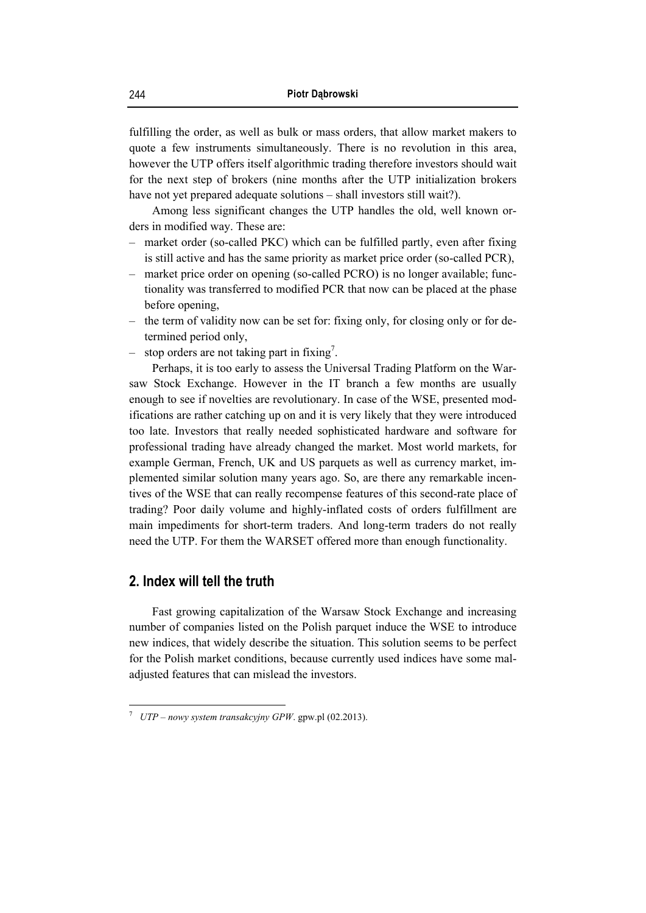fulfilling the order, as well as bulk or mass orders, that allow market makers to quote a few instruments simultaneously. There is no revolution in this area, however the UTP offers itself algorithmic trading therefore investors should wait for the next step of brokers (nine months after the UTP initialization brokers have not yet prepared adequate solutions – shall investors still wait?).

Among less significant changes the UTP handles the old, well known orders in modified way. These are:

- market order (so-called PKC) which can be fulfilled partly, even after fixing is still active and has the same priority as market price order (so-called PCR),
- market price order on opening (so-called PCRO) is no longer available; functionality was transferred to modified PCR that now can be placed at the phase before opening,
- the term of validity now can be set for: fixing only, for closing only or for determined period only,
- stop orders are not taking part in fixing[7].

Perhaps, it is too early to assess the Universal Trading Platform on the Warsaw Stock Exchange. However in the IT branch a few months are usually enough to see if novelties are revolutionary. In case of the WSE, presented modifications are rather catching up on and it is very likely that they were introduced too late. Investors that really needed sophisticated hardware and software for professional trading have already changed the market. Most world markets, for example German, French, UK and US parquets as well as currency market, implemented similar solution many years ago. So, are there any remarkable incentives of the WSE that can really recompense features of this second-rate place of trading? Poor daily volume and highly-inflated costs of orders fulfillment are main impediments for short-term traders. And long-term traders do not really need the UTP. For them the WARSET offered more than enough functionality.

## 2. Index will tell the truth

Fast growing capitalization of the Warsaw Stock Exchange and increasing number of companies listed on the Polish parquet induce the WSE to introduce new indices, that widely describe the situation. This solution seems to be perfect for the Polish market conditions, because currently used indices have some maladjusted features that can mislead the investors.

---

[7] *UTP – nowy system transakcyjny GPW*. gpw.pl (02.2013).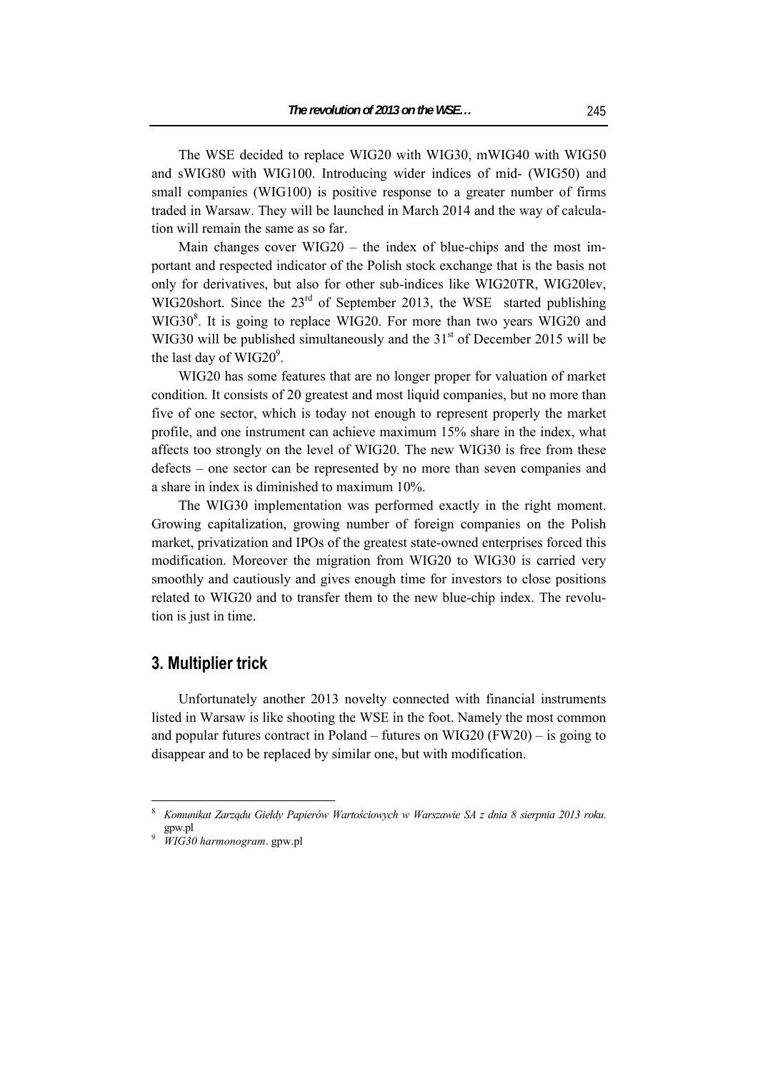The WSE decided to replace WIG20 with WIG30, mWIG40 with WIG50 and sWIG80 with WIG100. Introducing wider indices of mid- (WIG50) and small companies (WIG100) is positive response to a greater number of firms traded in Warsaw. They will be launched in March 2014 and the way of calculation will remain the same as so far.

Main changes cover WIG20 – the index of blue-chips and the most important and respected indicator of the Polish stock exchange that is the basis not only for derivatives, but also for other sub-indices like WIG20TR, WIG20lev, WIG20short. Since the 23rd of September 2013, the WSE started publishing WIG30[8]. It is going to replace WIG20. For more than two years WIG20 and WIG30 will be published simultaneously and the 31st of December 2015 will be the last day of WIG20[9].

WIG20 has some features that are no longer proper for valuation of market condition. It consists of 20 greatest and most liquid companies, but no more than five of one sector, which is today not enough to represent properly the market profile, and one instrument can achieve maximum 15% share in the index, what affects too strongly on the level of WIG20. The new WIG30 is free from these defects – one sector can be represented by no more than seven companies and a share in index is diminished to maximum 10%.

The WIG30 implementation was performed exactly in the right moment. Growing capitalization, growing number of foreign companies on the Polish market, privatization and IPOs of the greatest state-owned enterprises forced this modification. Moreover the migration from WIG20 to WIG30 is carried very smoothly and cautiously and gives enough time for investors to close positions related to WIG20 and to transfer them to the new blue-chip index. The revolution is just in time.

## 3. Multiplier trick

Unfortunately another 2013 novelty connected with financial instruments listed in Warsaw is like shooting the WSE in the foot. Namely the most common and popular futures contract in Poland – futures on WIG20 (FW20) – is going to disappear and to be replaced by similar one, but with modification.

---

[8] *Komunikat Zarządu Giełdy Papierów Wartościowych w Warszawie SA z dnia 8 sierpnia 2013 roku*. gpw.pl

[9] *WIG30 harmonogram*. gpw.pl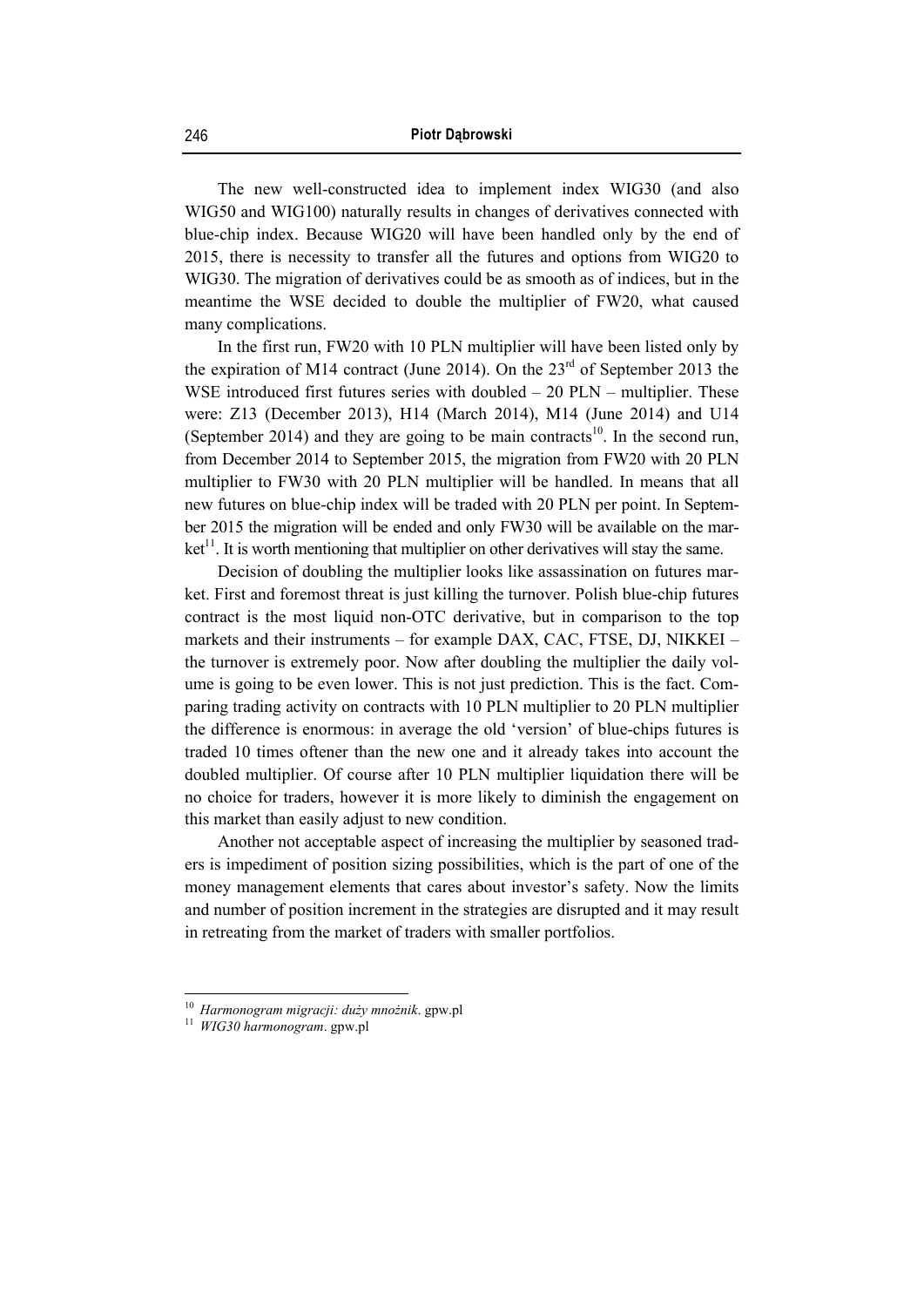The new well-constructed idea to implement index WIG30 (and also WIG50 and WIG100) naturally results in changes of derivatives connected with blue-chip index. Because WIG20 will have been handled only by the end of 2015, there is necessity to transfer all the futures and options from WIG20 to WIG30. The migration of derivatives could be as smooth as of indices, but in the meantime the WSE decided to double the multiplier of FW20, what caused many complications.

In the first run, FW20 with 10 PLN multiplier will have been listed only by the expiration of M14 contract (June 2014). On the 23rd of September 2013 the WSE introduced first futures series with doubled – 20 PLN – multiplier. These were: Z13 (December 2013), H14 (March 2014), M14 (June 2014) and U14 (September 2014) and they are going to be main contracts[10]. In the second run, from December 2014 to September 2015, the migration from FW20 with 20 PLN multiplier to FW30 with 20 PLN multiplier will be handled. In means that all new futures on blue-chip index will be traded with 20 PLN per point. In September 2015 the migration will be ended and only FW30 will be available on the market[11]. It is worth mentioning that multiplier on other derivatives will stay the same.

Decision of doubling the multiplier looks like assassination on futures market. First and foremost threat is just killing the turnover. Polish blue-chip futures contract is the most liquid non-OTC derivative, but in comparison to the top markets and their instruments – for example DAX, CAC, FTSE, DJ, NIKKEI – the turnover is extremely poor. Now after doubling the multiplier the daily volume is going to be even lower. This is not just prediction. This is the fact. Comparing trading activity on contracts with 10 PLN multiplier to 20 PLN multiplier the difference is enormous: in average the old 'version' of blue-chips futures is traded 10 times oftener than the new one and it already takes into account the doubled multiplier. Of course after 10 PLN multiplier liquidation there will be no choice for traders, however it is more likely to diminish the engagement on this market than easily adjust to new condition.

Another not acceptable aspect of increasing the multiplier by seasoned traders is impediment of position sizing possibilities, which is the part of one of the money management elements that cares about investor's safety. Now the limits and number of position increment in the strategies are disrupted and it may result in retreating from the market of traders with smaller portfolios.

---

[10] *Harmonogram migracji: duży mnożnik*. gpw.pl

[11] *WIG30 harmonogram*. gpw.pl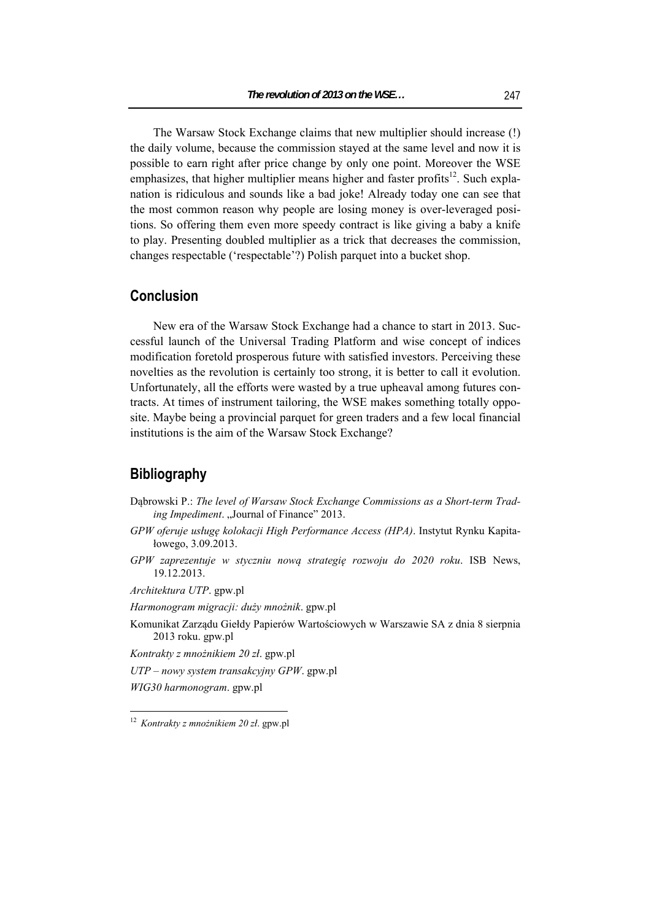The Warsaw Stock Exchange claims that new multiplier should increase (!) the daily volume, because the commission stayed at the same level and now it is possible to earn right after price change by only one point. Moreover the WSE emphasizes, that higher multiplier means higher and faster profits[12]. Such explanation is ridiculous and sounds like a bad joke! Already today one can see that the most common reason why people are losing money is over-leveraged positions. So offering them even more speedy contract is like giving a baby a knife to play. Presenting doubled multiplier as a trick that decreases the commission, changes respectable ('respectable'?) Polish parquet into a bucket shop.

## Conclusion

New era of the Warsaw Stock Exchange had a chance to start in 2013. Successful launch of the Universal Trading Platform and wise concept of indices modification foretold prosperous future with satisfied investors. Perceiving these novelties as the revolution is certainly too strong, it is better to call it evolution. Unfortunately, all the efforts were wasted by a true upheaval among futures contracts. At times of instrument tailoring, the WSE makes something totally opposite. Maybe being a provincial parquet for green traders and a few local financial institutions is the aim of the Warsaw Stock Exchange?

## Bibliography

Dąbrowski P.: *The level of Warsaw Stock Exchange Commissions as a Short-term Trading Impediment*. „Journal of Finance" 2013.

*GPW oferuje usługę kolokacji High Performance Access (HPA)*. Instytut Rynku Kapitałowego, 3.09.2013.

*GPW zaprezentuje w styczniu nową strategię rozwoju do 2020 roku*. ISB News, 19.12.2013.

*Architektura UTP*. gpw.pl

*Harmonogram migracji: duży mnożnik*. gpw.pl

Komunikat Zarządu Giełdy Papierów Wartościowych w Warszawie SA z dnia 8 sierpnia 2013 roku. gpw.pl

*Kontrakty z mnożnikiem 20 zł*. gpw.pl

*UTP – nowy system transakcyjny GPW*. gpw.pl

*WIG30 harmonogram*. gpw.pl

---

[12] *Kontrakty z mnożnikiem 20 zł*. gpw.pl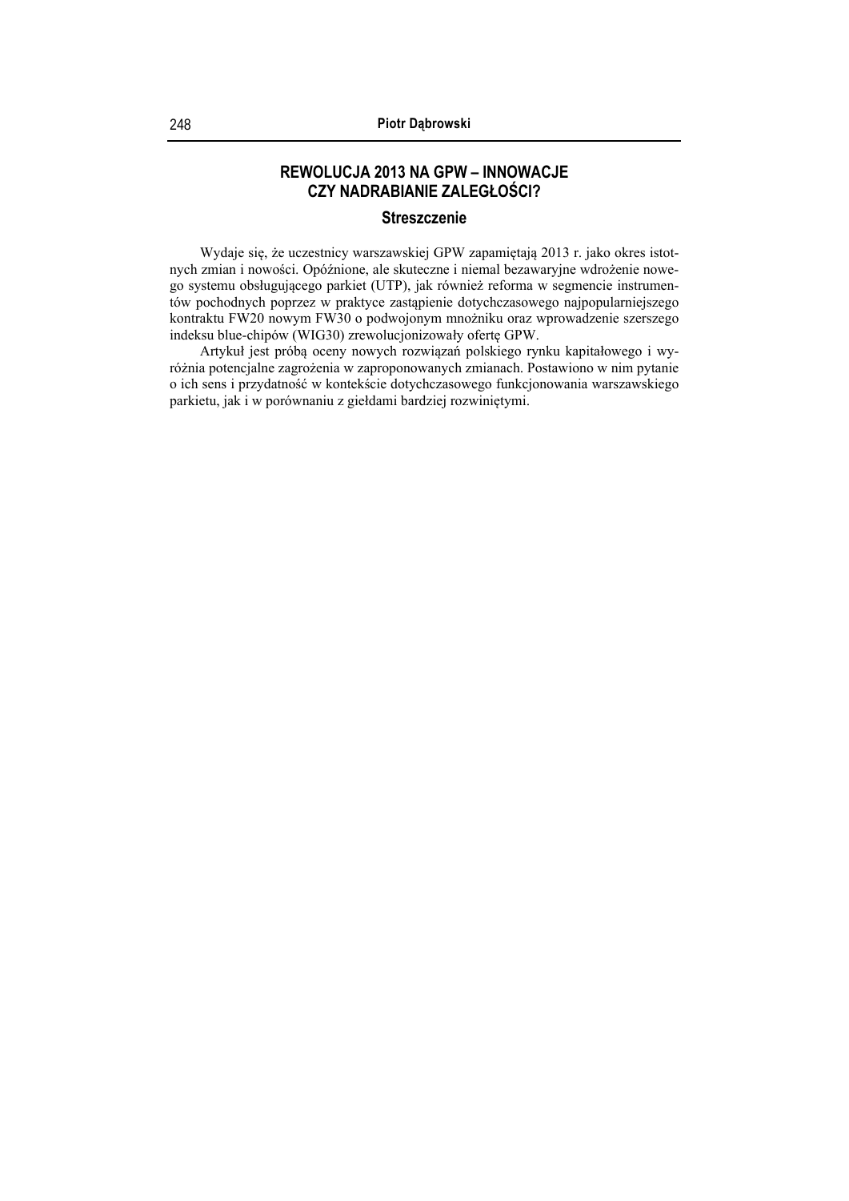## REWOLUCJA 2013 NA GPW – INNOWACJE CZY NADRABIANIE ZALEGŁOŚCI?

### Streszczenie

Wydaje się, że uczestnicy warszawskiej GPW zapamiętają 2013 r. jako okres istotnych zmian i nowości. Opóźnione, ale skuteczne i niemal bezawaryjne wdrożenie nowego systemu obsługującego parkiet (UTP), jak również reforma w segmencie instrumentów pochodnych poprzez w praktyce zastąpienie dotychczasowego najpopularniejszego kontraktu FW20 nowym FW30 o podwojonym mnożniku oraz wprowadzenie szerszego indeksu blue-chipów (WIG30) zrewolucjonizowały ofertę GPW.

Artykuł jest próbą oceny nowych rozwiązań polskiego rynku kapitałowego i wyróżnia potencjalne zagrożenia w zaproponowanych zmianach. Postawiono w nim pytanie o ich sens i przydatność w kontekście dotychczasowego funkcjonowania warszawskiego parkietu, jak i w porównaniu z giełdami bardziej rozwiniętymi.